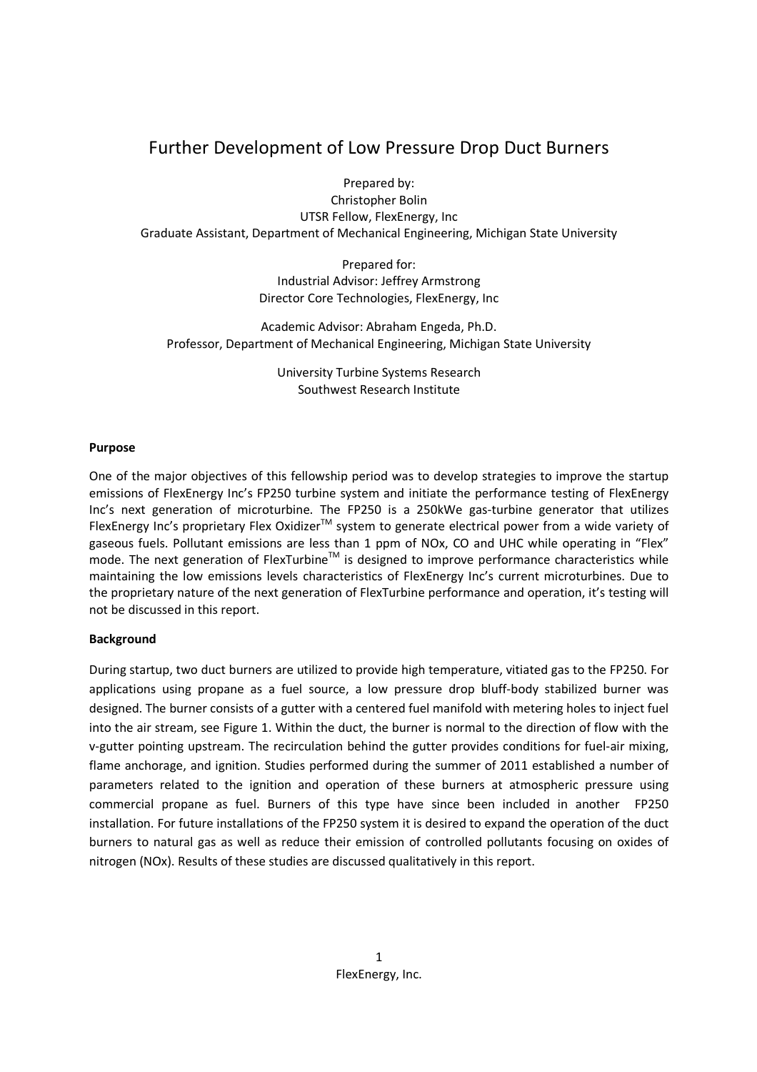# Further Development of Low Pressure Drop Duct Burners

Prepared by:
Christopher Bolin
UTSR Fellow, FlexEnergy, Inc
Graduate Assistant, Department of Mechanical Engineering, Michigan State University

Prepared for:
Industrial Advisor: Jeffrey Armstrong
Director Core Technologies, FlexEnergy, Inc

Academic Advisor: Abraham Engeda, Ph.D.
Professor, Department of Mechanical Engineering, Michigan State University

University Turbine Systems Research
Southwest Research Institute

**Purpose**

One of the major objectives of this fellowship period was to develop strategies to improve the startup emissions of FlexEnergy Inc's FP250 turbine system and initiate the performance testing of FlexEnergy Inc's next generation of microturbine. The FP250 is a 250kWe gas-turbine generator that utilizes FlexEnergy Inc's proprietary Flex Oxidizer$^{TM}$ system to generate electrical power from a wide variety of gaseous fuels. Pollutant emissions are less than 1 ppm of NOx, CO and UHC while operating in "Flex" mode. The next generation of FlexTurbine$^{TM}$ is designed to improve performance characteristics while maintaining the low emissions levels characteristics of FlexEnergy Inc's current microturbines. Due to the proprietary nature of the next generation of FlexTurbine performance and operation, it's testing will not be discussed in this report.

**Background**

During startup, two duct burners are utilized to provide high temperature, vitiated gas to the FP250. For applications using propane as a fuel source, a low pressure drop bluff-body stabilized burner was designed. The burner consists of a gutter with a centered fuel manifold with metering holes to inject fuel into the air stream, see Figure 1. Within the duct, the burner is normal to the direction of flow with the v-gutter pointing upstream. The recirculation behind the gutter provides conditions for fuel-air mixing, flame anchorage, and ignition. Studies performed during the summer of 2011 established a number of parameters related to the ignition and operation of these burners at atmospheric pressure using commercial propane as fuel. Burners of this type have since been included in another FP250 installation. For future installations of the FP250 system it is desired to expand the operation of the duct burners to natural gas as well as reduce their emission of controlled pollutants focusing on oxides of nitrogen (NOx). Results of these studies are discussed qualitatively in this report.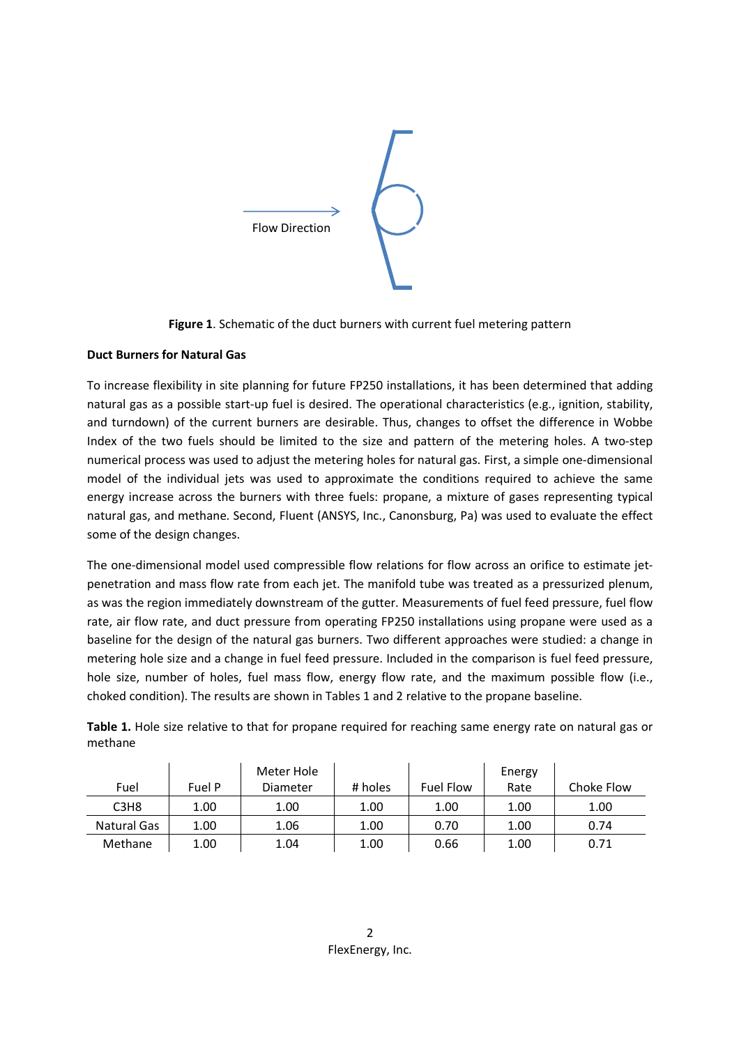Flow Direction

**Figure 1**. Schematic of the duct burners with current fuel metering pattern

**Duct Burners for Natural Gas**

To increase flexibility in site planning for future FP250 installations, it has been determined that adding natural gas as a possible start-up fuel is desired. The operational characteristics (e.g., ignition, stability, and turndown) of the current burners are desirable. Thus, changes to offset the difference in Wobbe Index of the two fuels should be limited to the size and pattern of the metering holes. A two-step numerical process was used to adjust the metering holes for natural gas. First, a simple one-dimensional model of the individual jets was used to approximate the conditions required to achieve the same energy increase across the burners with three fuels: propane, a mixture of gases representing typical natural gas, and methane. Second, Fluent (ANSYS, Inc., Canonsburg, Pa) was used to evaluate the effect some of the design changes.

The one-dimensional model used compressible flow relations for flow across an orifice to estimate jet-penetration and mass flow rate from each jet. The manifold tube was treated as a pressurized plenum, as was the region immediately downstream of the gutter. Measurements of fuel feed pressure, fuel flow rate, air flow rate, and duct pressure from operating FP250 installations using propane were used as a baseline for the design of the natural gas burners. Two different approaches were studied: a change in metering hole size and a change in fuel feed pressure. Included in the comparison is fuel feed pressure, hole size, number of holes, fuel mass flow, energy flow rate, and the maximum possible flow (i.e., choked condition). The results are shown in Tables 1 and 2 relative to the propane baseline.

**Table 1.** Hole size relative to that for propane required for reaching same energy rate on natural gas or methane

| Fuel | Fuel P | Meter Hole Diameter | # holes | Fuel Flow | Energy Rate | Choke Flow |
|---|---|---|---|---|---|---|
| C3H8 | 1.00 | 1.00 | 1.00 | 1.00 | 1.00 | 1.00 |
| Natural Gas | 1.00 | 1.06 | 1.00 | 0.70 | 1.00 | 0.74 |
| Methane | 1.00 | 1.04 | 1.00 | 0.66 | 1.00 | 0.71 |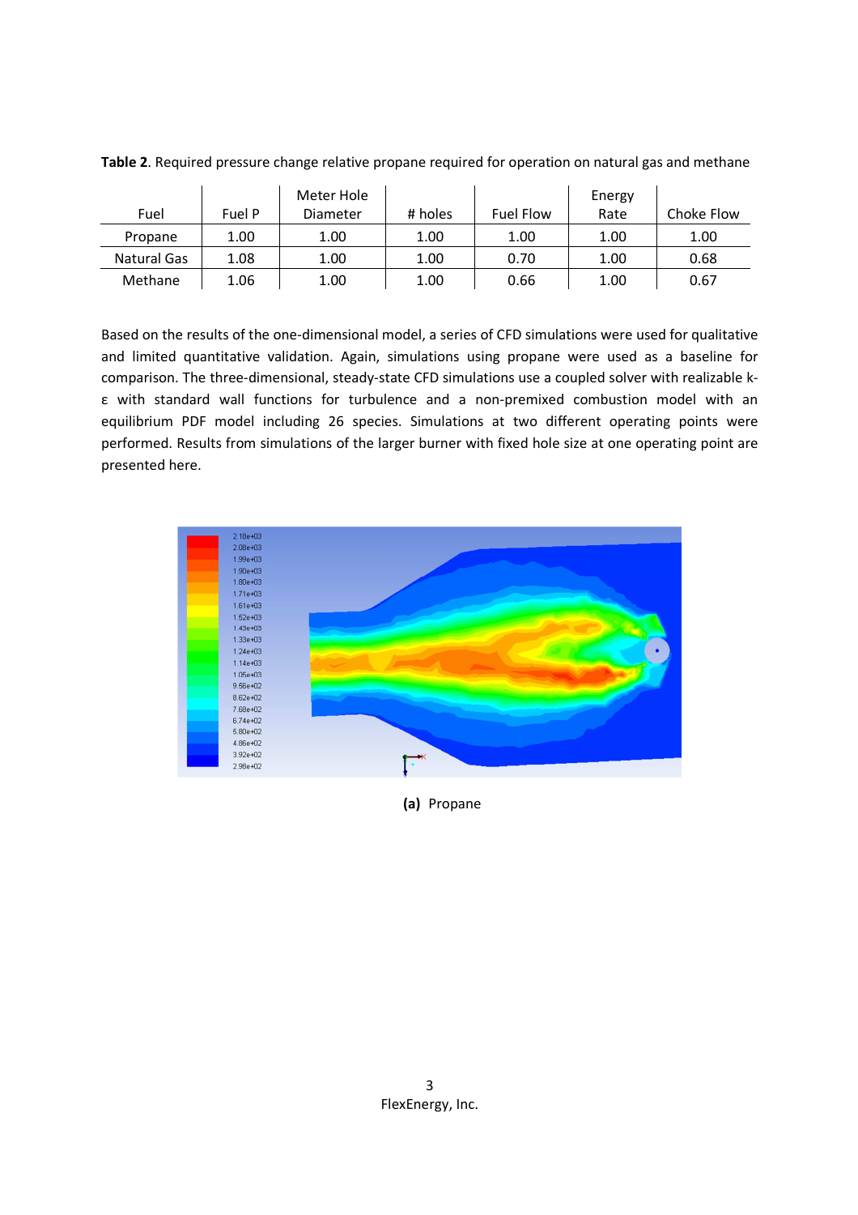**Table 2**. Required pressure change relative propane required for operation on natural gas and methane

| Fuel | Fuel P | Meter Hole Diameter | # holes | Fuel Flow | Energy Rate | Choke Flow |
|---|---|---|---|---|---|---|
| Propane | 1.00 | 1.00 | 1.00 | 1.00 | 1.00 | 1.00 |
| Natural Gas | 1.08 | 1.00 | 1.00 | 0.70 | 1.00 | 0.68 |
| Methane | 1.06 | 1.00 | 1.00 | 0.66 | 1.00 | 0.67 |

Based on the results of the one-dimensional model, a series of CFD simulations were used for qualitative and limited quantitative validation. Again, simulations using propane were used as a baseline for comparison. The three-dimensional, steady-state CFD simulations use a coupled solver with realizable k-ε with standard wall functions for turbulence and a non-premixed combustion model with an equilibrium PDF model including 26 species. Simulations at two different operating points were performed. Results from simulations of the larger burner with fixed hole size at one operating point are presented here.

**(a)** Propane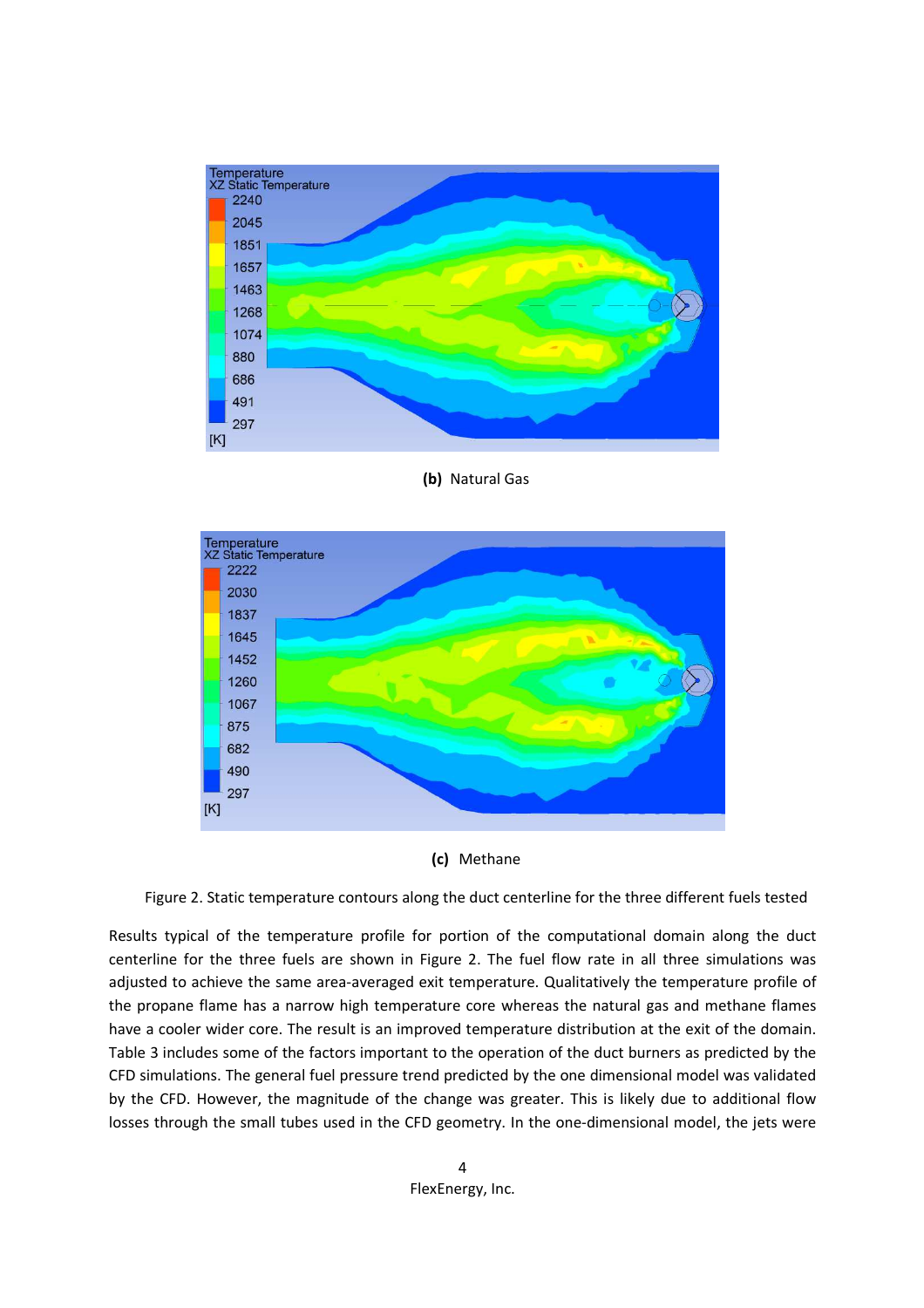(b) Natural Gas

(c) Methane

Figure 2. Static temperature contours along the duct centerline for the three different fuels tested

Results typical of the temperature profile for portion of the computational domain along the duct centerline for the three fuels are shown in Figure 2. The fuel flow rate in all three simulations was adjusted to achieve the same area-averaged exit temperature. Qualitatively the temperature profile of the propane flame has a narrow high temperature core whereas the natural gas and methane flames have a cooler wider core. The result is an improved temperature distribution at the exit of the domain. Table 3 includes some of the factors important to the operation of the duct burners as predicted by the CFD simulations. The general fuel pressure trend predicted by the one dimensional model was validated by the CFD. However, the magnitude of the change was greater. This is likely due to additional flow losses through the small tubes used in the CFD geometry. In the one-dimensional model, the jets were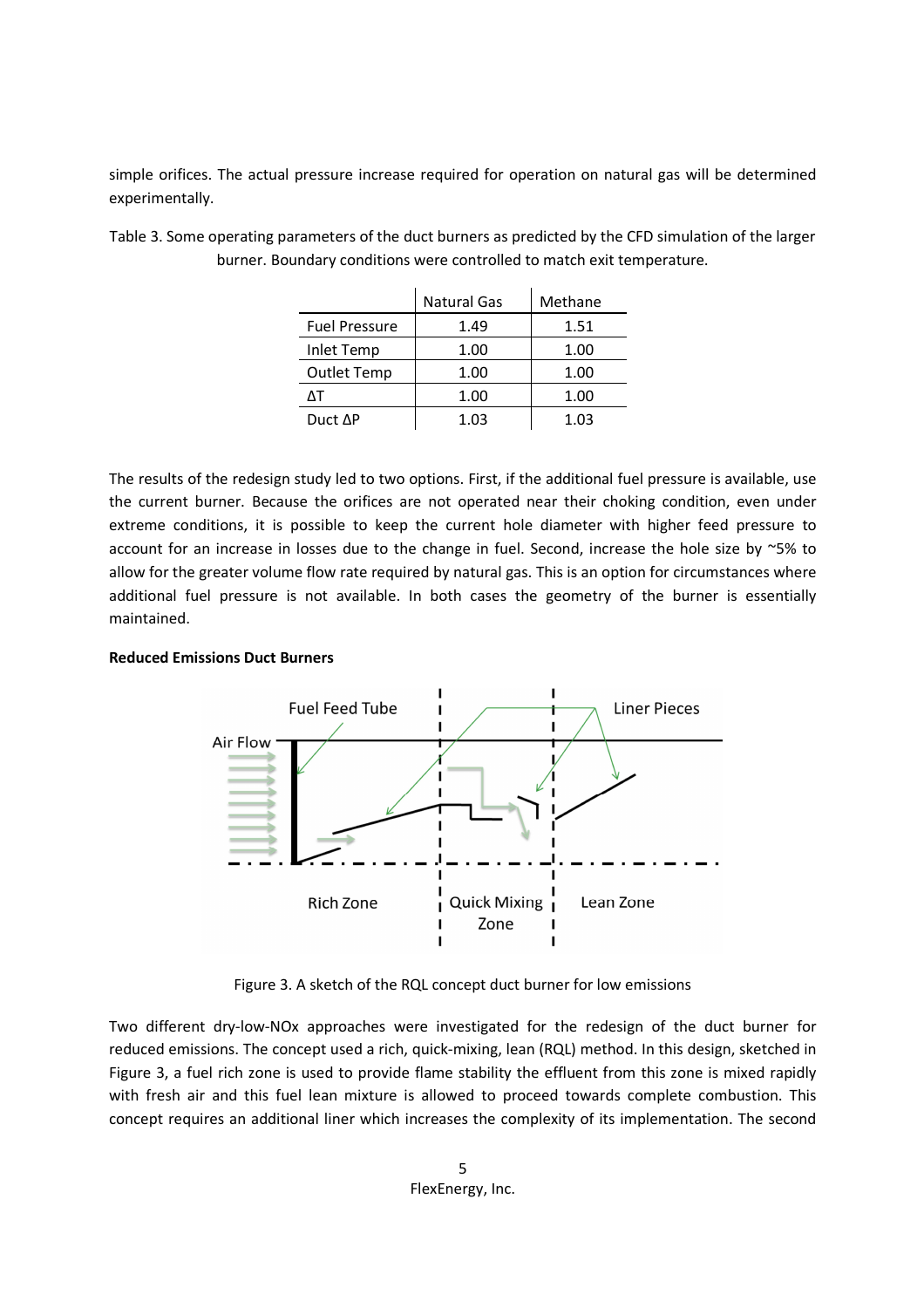simple orifices. The actual pressure increase required for operation on natural gas will be determined experimentally.

Table 3. Some operating parameters of the duct burners as predicted by the CFD simulation of the larger burner. Boundary conditions were controlled to match exit temperature.

| | Natural Gas | Methane |
|---|---|---|
| Fuel Pressure | 1.49 | 1.51 |
| Inlet Temp | 1.00 | 1.00 |
| Outlet Temp | 1.00 | 1.00 |
| ΔT | 1.00 | 1.00 |
| Duct ΔP | 1.03 | 1.03 |

The results of the redesign study led to two options. First, if the additional fuel pressure is available, use the current burner. Because the orifices are not operated near their choking condition, even under extreme conditions, it is possible to keep the current hole diameter with higher feed pressure to account for an increase in losses due to the change in fuel. Second, increase the hole size by ~5% to allow for the greater volume flow rate required by natural gas. This is an option for circumstances where additional fuel pressure is not available. In both cases the geometry of the burner is essentially maintained.

**Reduced Emissions Duct Burners**

Figure 3. A sketch of the RQL concept duct burner for low emissions

Two different dry-low-NOx approaches were investigated for the redesign of the duct burner for reduced emissions. The concept used a rich, quick-mixing, lean (RQL) method. In this design, sketched in Figure 3, a fuel rich zone is used to provide flame stability the effluent from this zone is mixed rapidly with fresh air and this fuel lean mixture is allowed to proceed towards complete combustion. This concept requires an additional liner which increases the complexity of its implementation. The second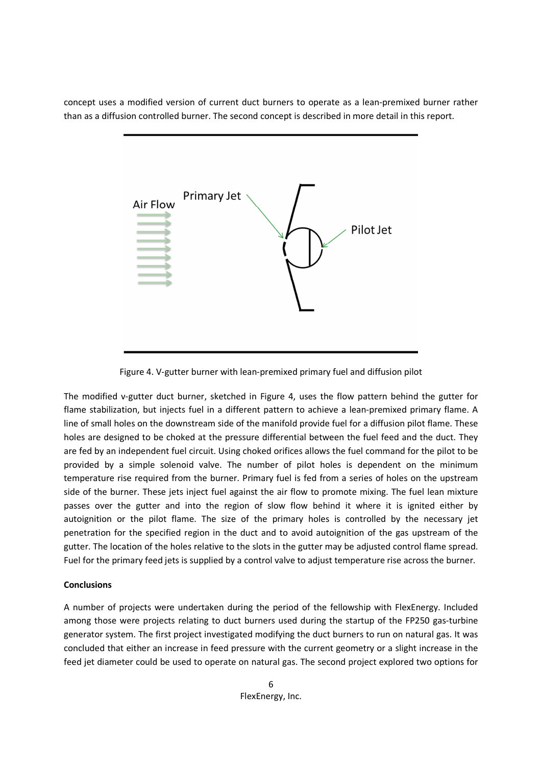concept uses a modified version of current duct burners to operate as a lean-premixed burner rather than as a diffusion controlled burner. The second concept is described in more detail in this report.

Figure 4. V-gutter burner with lean-premixed primary fuel and diffusion pilot

The modified v-gutter duct burner, sketched in Figure 4, uses the flow pattern behind the gutter for flame stabilization, but injects fuel in a different pattern to achieve a lean-premixed primary flame. A line of small holes on the downstream side of the manifold provide fuel for a diffusion pilot flame. These holes are designed to be choked at the pressure differential between the fuel feed and the duct. They are fed by an independent fuel circuit. Using choked orifices allows the fuel command for the pilot to be provided by a simple solenoid valve. The number of pilot holes is dependent on the minimum temperature rise required from the burner. Primary fuel is fed from a series of holes on the upstream side of the burner. These jets inject fuel against the air flow to promote mixing. The fuel lean mixture passes over the gutter and into the region of slow flow behind it where it is ignited either by autoignition or the pilot flame. The size of the primary holes is controlled by the necessary jet penetration for the specified region in the duct and to avoid autoignition of the gas upstream of the gutter. The location of the holes relative to the slots in the gutter may be adjusted control flame spread. Fuel for the primary feed jets is supplied by a control valve to adjust temperature rise across the burner.

**Conclusions**

A number of projects were undertaken during the period of the fellowship with FlexEnergy. Included among those were projects relating to duct burners used during the startup of the FP250 gas-turbine generator system. The first project investigated modifying the duct burners to run on natural gas. It was concluded that either an increase in feed pressure with the current geometry or a slight increase in the feed jet diameter could be used to operate on natural gas. The second project explored two options for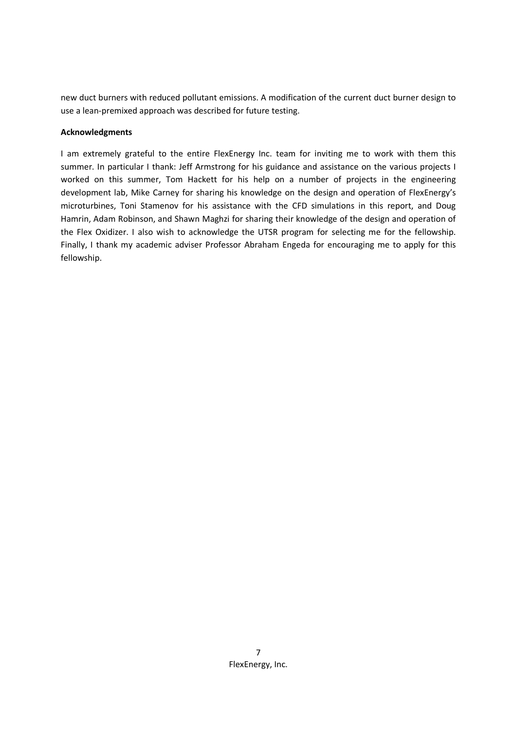new duct burners with reduced pollutant emissions. A modification of the current duct burner design to use a lean-premixed approach was described for future testing.

**Acknowledgments**

I am extremely grateful to the entire FlexEnergy Inc. team for inviting me to work with them this summer. In particular I thank: Jeff Armstrong for his guidance and assistance on the various projects I worked on this summer, Tom Hackett for his help on a number of projects in the engineering development lab, Mike Carney for sharing his knowledge on the design and operation of FlexEnergy's microturbines, Toni Stamenov for his assistance with the CFD simulations in this report, and Doug Hamrin, Adam Robinson, and Shawn Maghzi for sharing their knowledge of the design and operation of the Flex Oxidizer. I also wish to acknowledge the UTSR program for selecting me for the fellowship. Finally, I thank my academic adviser Professor Abraham Engeda for encouraging me to apply for this fellowship.